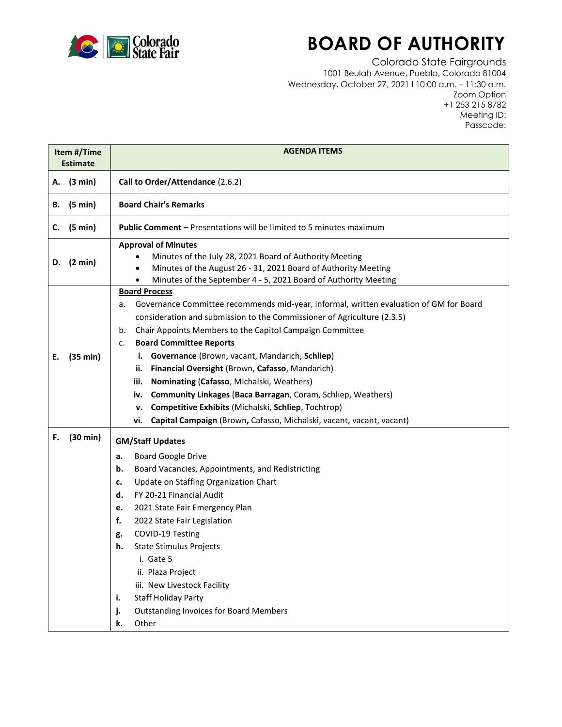# BOARD OF AUTHORITY

Colorado State Fairgrounds
1001 Beulah Avenue, Pueblo, Colorado 81004
Wednesday, October 27, 2021 I 10:00 a.m. – 11:30 a.m.
Zoom Option
+1 253 215 8782
Meeting ID:
Passcode:

| Item #/Time Estimate | AGENDA ITEMS |
|---|---|
| **A. (3 min)** | **Call to Order/Attendance** (2.6.2) |
| **B. (5 min)** | **Board Chair's Remarks** |
| **C. (5 min)** | **Public Comment –** Presentations will be limited to 5 minutes maximum |
| **D. (2 min)** | **Approval of Minutes**<br>• Minutes of the July 28, 2021 Board of Authority Meeting<br>• Minutes of the August 26 - 31, 2021 Board of Authority Meeting<br>• Minutes of the September 4 - 5, 2021 Board of Authority Meeting |
| **E. (35 min)** | **Board Process**<br>a. Governance Committee recommends mid-year, informal, written evaluation of GM for Board consideration and submission to the Commissioner of Agriculture (2.3.5)<br>b. Chair Appoints Members to the Capitol Campaign Committee<br>c. **Board Committee Reports**<br>**i. Governance** (Brown, vacant, Mandarich, **Schliep**)<br>**ii. Financial Oversight** (Brown, **Cafasso**, Mandarich)<br>**iii. Nominating** (**Cafasso**, Michalski, Weathers)<br>**iv. Community Linkages** (**Baca Barragan**, Coram, Schliep, Weathers)<br>**v. Competitive Exhibits** (Michalski, **Schliep**, Tochtrop)<br>**vi. Capital Campaign** (Brown**,** Cafasso, Michalski, vacant, vacant, vacant) |
| **F. (30 min)** | **GM/Staff Updates**<br>**a.** Board Google Drive<br>**b.** Board Vacancies, Appointments, and Redistricting<br>**c.** Update on Staffing Organization Chart<br>**d.** FY 20-21 Financial Audit<br>**e.** 2021 State Fair Emergency Plan<br>**f.** 2022 State Fair Legislation<br>**g.** COVID-19 Testing<br>**h.** State Stimulus Projects<br>i. Gate 5<br>ii. Plaza Project<br>iii. New Livestock Facility<br>**i.** Staff Holiday Party<br>**j.** Outstanding Invoices for Board Members<br>**k.** Other |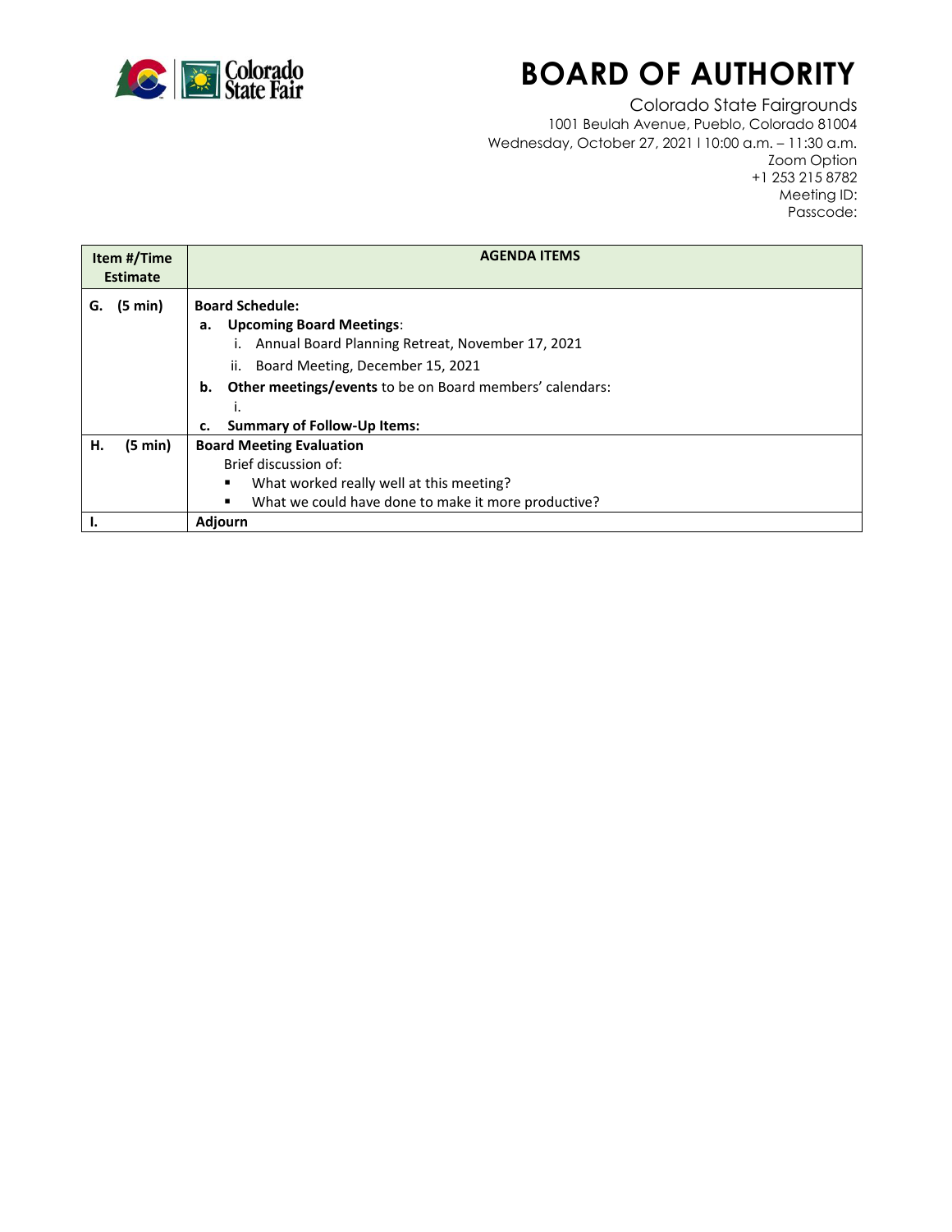# BOARD OF AUTHORITY

Colorado State Fairgrounds
1001 Beulah Avenue, Pueblo, Colorado 81004
Wednesday, October 27, 2021 l 10:00 a.m. – 11:30 a.m.
Zoom Option
+1 253 215 8782
Meeting ID:
Passcode:

| Item #/Time Estimate | AGENDA ITEMS |
| --- | --- |
| G. (5 min) | **Board Schedule:**<br>**a. Upcoming Board Meetings**:<br>i. Annual Board Planning Retreat, November 17, 2021<br>ii. Board Meeting, December 15, 2021<br>**b. Other meetings/events** to be on Board members' calendars:<br>i.<br>**c. Summary of Follow-Up Items:** |
| H. (5 min) | **Board Meeting Evaluation**<br>Brief discussion of:<br>▪ What worked really well at this meeting?<br>▪ What we could have done to make it more productive? |
| I. | **Adjourn** |